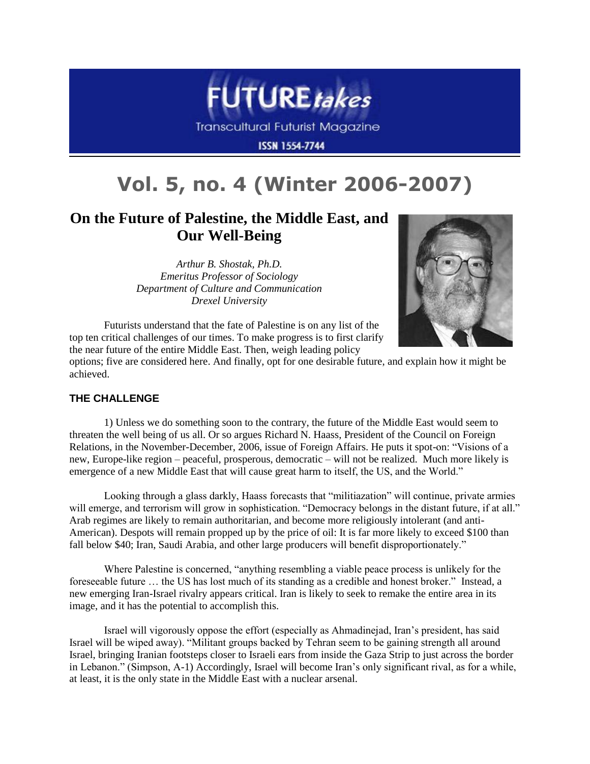# FUTURE*takes*

Transcultural Futurist Magazine

ISSN 1554-7744

## Vol. 5, no. 4 (Winter 2006-2007)

## On the Future of Palestine, the Middle East, and Our Well-Being

*Arthur B. Shostak, Ph.D.*
*Emeritus Professor of Sociology*
*Department of Culture and Communication*
*Drexel University*

Futurists understand that the fate of Palestine is on any list of the top ten critical challenges of our times. To make progress is to first clarify the near future of the entire Middle East. Then, weigh leading policy options; five are considered here. And finally, opt for one desirable future, and explain how it might be achieved.

### THE CHALLENGE

1) Unless we do something soon to the contrary, the future of the Middle East would seem to threaten the well being of us all. Or so argues Richard N. Haass, President of the Council on Foreign Relations, in the November-December, 2006, issue of Foreign Affairs. He puts it spot-on: "Visions of a new, Europe-like region – peaceful, prosperous, democratic – will not be realized. Much more likely is emergence of a new Middle East that will cause great harm to itself, the US, and the World."

Looking through a glass darkly, Haass forecasts that "militiazation" will continue, private armies will emerge, and terrorism will grow in sophistication. "Democracy belongs in the distant future, if at all." Arab regimes are likely to remain authoritarian, and become more religiously intolerant (and anti-American). Despots will remain propped up by the price of oil: It is far more likely to exceed $100 than fall below $40; Iran, Saudi Arabia, and other large producers will benefit disproportionately."

Where Palestine is concerned, "anything resembling a viable peace process is unlikely for the foreseeable future … the US has lost much of its standing as a credible and honest broker." Instead, a new emerging Iran-Israel rivalry appears critical. Iran is likely to seek to remake the entire area in its image, and it has the potential to accomplish this.

Israel will vigorously oppose the effort (especially as Ahmadinejad, Iran's president, has said Israel will be wiped away). "Militant groups backed by Tehran seem to be gaining strength all around Israel, bringing Iranian footsteps closer to Israeli ears from inside the Gaza Strip to just across the border in Lebanon." (Simpson, A-1) Accordingly, Israel will become Iran's only significant rival, as for a while, at least, it is the only state in the Middle East with a nuclear arsenal.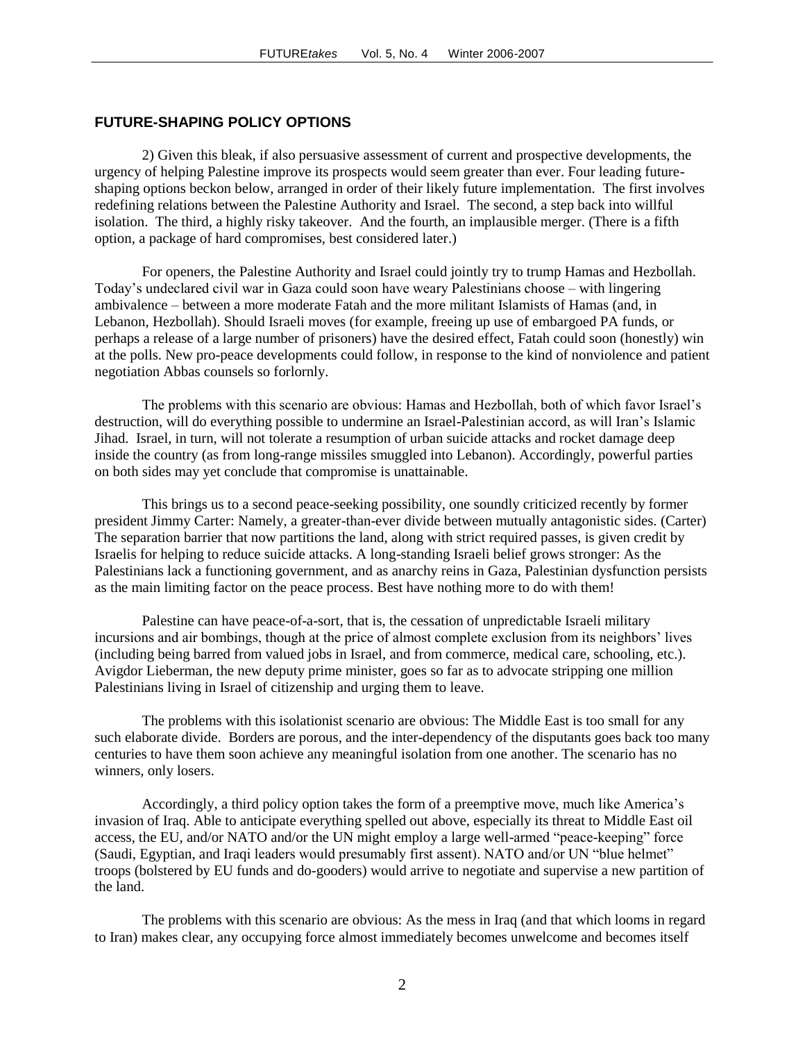## FUTURE-SHAPING POLICY OPTIONS

2) Given this bleak, if also persuasive assessment of current and prospective developments, the urgency of helping Palestine improve its prospects would seem greater than ever. Four leading future-shaping options beckon below, arranged in order of their likely future implementation. The first involves redefining relations between the Palestine Authority and Israel. The second, a step back into willful isolation. The third, a highly risky takeover. And the fourth, an implausible merger. (There is a fifth option, a package of hard compromises, best considered later.)

For openers, the Palestine Authority and Israel could jointly try to trump Hamas and Hezbollah. Today's undeclared civil war in Gaza could soon have weary Palestinians choose – with lingering ambivalence – between a more moderate Fatah and the more militant Islamists of Hamas (and, in Lebanon, Hezbollah). Should Israeli moves (for example, freeing up use of embargoed PA funds, or perhaps a release of a large number of prisoners) have the desired effect, Fatah could soon (honestly) win at the polls. New pro-peace developments could follow, in response to the kind of nonviolence and patient negotiation Abbas counsels so forlornly.

The problems with this scenario are obvious: Hamas and Hezbollah, both of which favor Israel's destruction, will do everything possible to undermine an Israel-Palestinian accord, as will Iran's Islamic Jihad. Israel, in turn, will not tolerate a resumption of urban suicide attacks and rocket damage deep inside the country (as from long-range missiles smuggled into Lebanon). Accordingly, powerful parties on both sides may yet conclude that compromise is unattainable.

This brings us to a second peace-seeking possibility, one soundly criticized recently by former president Jimmy Carter: Namely, a greater-than-ever divide between mutually antagonistic sides. (Carter) The separation barrier that now partitions the land, along with strict required passes, is given credit by Israelis for helping to reduce suicide attacks. A long-standing Israeli belief grows stronger: As the Palestinians lack a functioning government, and as anarchy reins in Gaza, Palestinian dysfunction persists as the main limiting factor on the peace process. Best have nothing more to do with them!

Palestine can have peace-of-a-sort, that is, the cessation of unpredictable Israeli military incursions and air bombings, though at the price of almost complete exclusion from its neighbors' lives (including being barred from valued jobs in Israel, and from commerce, medical care, schooling, etc.). Avigdor Lieberman, the new deputy prime minister, goes so far as to advocate stripping one million Palestinians living in Israel of citizenship and urging them to leave.

The problems with this isolationist scenario are obvious: The Middle East is too small for any such elaborate divide. Borders are porous, and the inter-dependency of the disputants goes back too many centuries to have them soon achieve any meaningful isolation from one another. The scenario has no winners, only losers.

Accordingly, a third policy option takes the form of a preemptive move, much like America's invasion of Iraq. Able to anticipate everything spelled out above, especially its threat to Middle East oil access, the EU, and/or NATO and/or the UN might employ a large well-armed "peace-keeping" force (Saudi, Egyptian, and Iraqi leaders would presumably first assent). NATO and/or UN "blue helmet" troops (bolstered by EU funds and do-gooders) would arrive to negotiate and supervise a new partition of the land.

The problems with this scenario are obvious: As the mess in Iraq (and that which looms in regard to Iran) makes clear, any occupying force almost immediately becomes unwelcome and becomes itself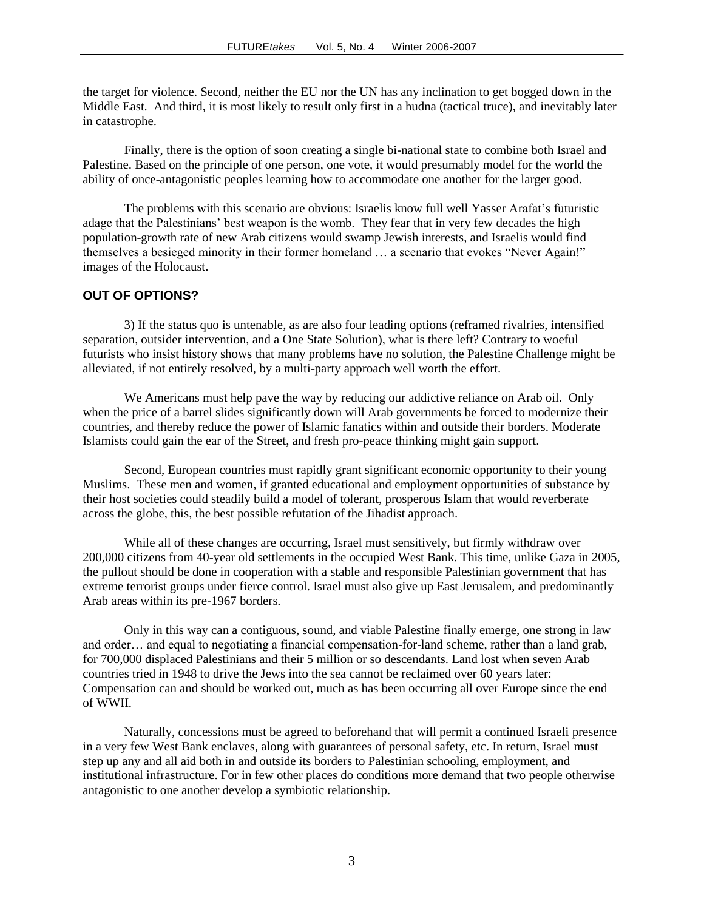the target for violence. Second, neither the EU nor the UN has any inclination to get bogged down in the Middle East. And third, it is most likely to result only first in a hudna (tactical truce), and inevitably later in catastrophe.

Finally, there is the option of soon creating a single bi-national state to combine both Israel and Palestine. Based on the principle of one person, one vote, it would presumably model for the world the ability of once-antagonistic peoples learning how to accommodate one another for the larger good.

The problems with this scenario are obvious: Israelis know full well Yasser Arafat's futuristic adage that the Palestinians' best weapon is the womb. They fear that in very few decades the high population-growth rate of new Arab citizens would swamp Jewish interests, and Israelis would find themselves a besieged minority in their former homeland … a scenario that evokes "Never Again!" images of the Holocaust.

## OUT OF OPTIONS?

3) If the status quo is untenable, as are also four leading options (reframed rivalries, intensified separation, outsider intervention, and a One State Solution), what is there left? Contrary to woeful futurists who insist history shows that many problems have no solution, the Palestine Challenge might be alleviated, if not entirely resolved, by a multi-party approach well worth the effort.

We Americans must help pave the way by reducing our addictive reliance on Arab oil. Only when the price of a barrel slides significantly down will Arab governments be forced to modernize their countries, and thereby reduce the power of Islamic fanatics within and outside their borders. Moderate Islamists could gain the ear of the Street, and fresh pro-peace thinking might gain support.

Second, European countries must rapidly grant significant economic opportunity to their young Muslims. These men and women, if granted educational and employment opportunities of substance by their host societies could steadily build a model of tolerant, prosperous Islam that would reverberate across the globe, this, the best possible refutation of the Jihadist approach.

While all of these changes are occurring, Israel must sensitively, but firmly withdraw over 200,000 citizens from 40-year old settlements in the occupied West Bank. This time, unlike Gaza in 2005, the pullout should be done in cooperation with a stable and responsible Palestinian government that has extreme terrorist groups under fierce control. Israel must also give up East Jerusalem, and predominantly Arab areas within its pre-1967 borders.

Only in this way can a contiguous, sound, and viable Palestine finally emerge, one strong in law and order… and equal to negotiating a financial compensation-for-land scheme, rather than a land grab, for 700,000 displaced Palestinians and their 5 million or so descendants. Land lost when seven Arab countries tried in 1948 to drive the Jews into the sea cannot be reclaimed over 60 years later: Compensation can and should be worked out, much as has been occurring all over Europe since the end of WWII.

Naturally, concessions must be agreed to beforehand that will permit a continued Israeli presence in a very few West Bank enclaves, along with guarantees of personal safety, etc. In return, Israel must step up any and all aid both in and outside its borders to Palestinian schooling, employment, and institutional infrastructure. For in few other places do conditions more demand that two people otherwise antagonistic to one another develop a symbiotic relationship.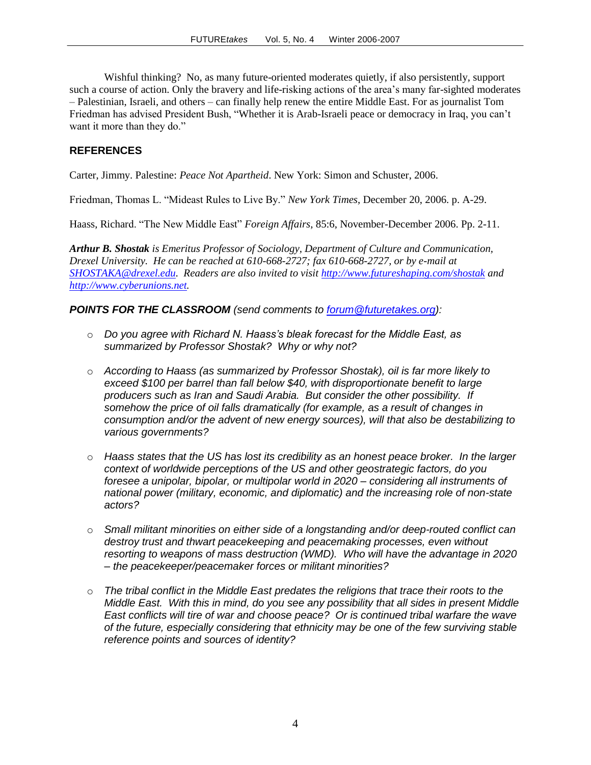Wishful thinking? No, as many future-oriented moderates quietly, if also persistently, support such a course of action. Only the bravery and life-risking actions of the area's many far-sighted moderates – Palestinian, Israeli, and others – can finally help renew the entire Middle East. For as journalist Tom Friedman has advised President Bush, "Whether it is Arab-Israeli peace or democracy in Iraq, you can't want it more than they do."

## REFERENCES

Carter, Jimmy. Palestine: *Peace Not Apartheid*. New York: Simon and Schuster, 2006.

Friedman, Thomas L. "Mideast Rules to Live By." *New York Times*, December 20, 2006. p. A-29.

Haass, Richard. "The New Middle East" *Foreign Affairs*, 85:6, November-December 2006. Pp. 2-11.

***Arthur B. Shostak*** *is Emeritus Professor of Sociology, Department of Culture and Communication, Drexel University. He can be reached at 610-668-2727; fax 610-668-2727, or by e-mail at SHOSTAKA@drexel.edu. Readers are also invited to visit http://www.futureshaping.com/shostak and http://www.cyberunions.net.*

***POINTS FOR THE CLASSROOM*** *(send comments to forum@futuretakes.org):*

- *Do you agree with Richard N. Haass's bleak forecast for the Middle East, as summarized by Professor Shostak? Why or why not?*
- *According to Haass (as summarized by Professor Shostak), oil is far more likely to exceed $100 per barrel than fall below $40, with disproportionate benefit to large producers such as Iran and Saudi Arabia. But consider the other possibility. If somehow the price of oil falls dramatically (for example, as a result of changes in consumption and/or the advent of new energy sources), will that also be destabilizing to various governments?*
- *Haass states that the US has lost its credibility as an honest peace broker. In the larger context of worldwide perceptions of the US and other geostrategic factors, do you foresee a unipolar, bipolar, or multipolar world in 2020 – considering all instruments of national power (military, economic, and diplomatic) and the increasing role of non-state actors?*
- *Small militant minorities on either side of a longstanding and/or deep-routed conflict can destroy trust and thwart peacekeeping and peacemaking processes, even without resorting to weapons of mass destruction (WMD). Who will have the advantage in 2020 – the peacekeeper/peacemaker forces or militant minorities?*
- *The tribal conflict in the Middle East predates the religions that trace their roots to the Middle East. With this in mind, do you see any possibility that all sides in present Middle East conflicts will tire of war and choose peace? Or is continued tribal warfare the wave of the future, especially considering that ethnicity may be one of the few surviving stable reference points and sources of identity?*